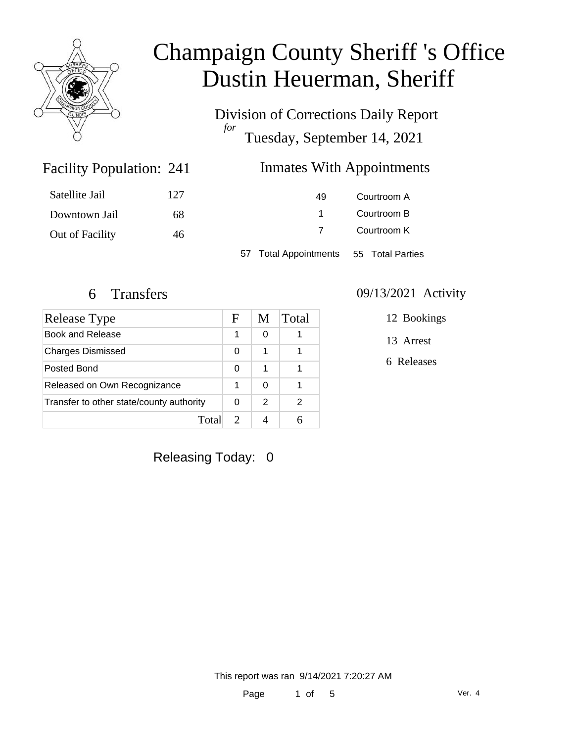# Champaign County Sheriff 's Office
# Dustin Heuerman, Sheriff

Division of Corrections Daily Report
*for*
Tuesday, September 14, 2021

## Facility Population: 241

| | |
|---|---|
| Satellite Jail | 127 |
| Downtown Jail | 68 |
| Out of Facility | 46 |

## Inmates With Appointments

| | |
|---|---|
| 49 | Courtroom A |
| 1 | Courtroom B |
| 7 | Courtroom K |

57 Total Appointments 55 Total Parties

## 6 Transfers

| Release Type | F | M | Total |
|---|---|---|---|
| Book and Release | 1 | 0 | 1 |
| Charges Dismissed | 0 | 1 | 1 |
| Posted Bond | 0 | 1 | 1 |
| Released on Own Recognizance | 1 | 0 | 1 |
| Transfer to other state/county authority | 0 | 2 | 2 |
| Total | 2 | 4 | 6 |

## 09/13/2021 Activity

12 Bookings

13 Arrest

6 Releases

Releasing Today: 0

This report was ran 9/14/2021 7:20:27 AM

Ver. 4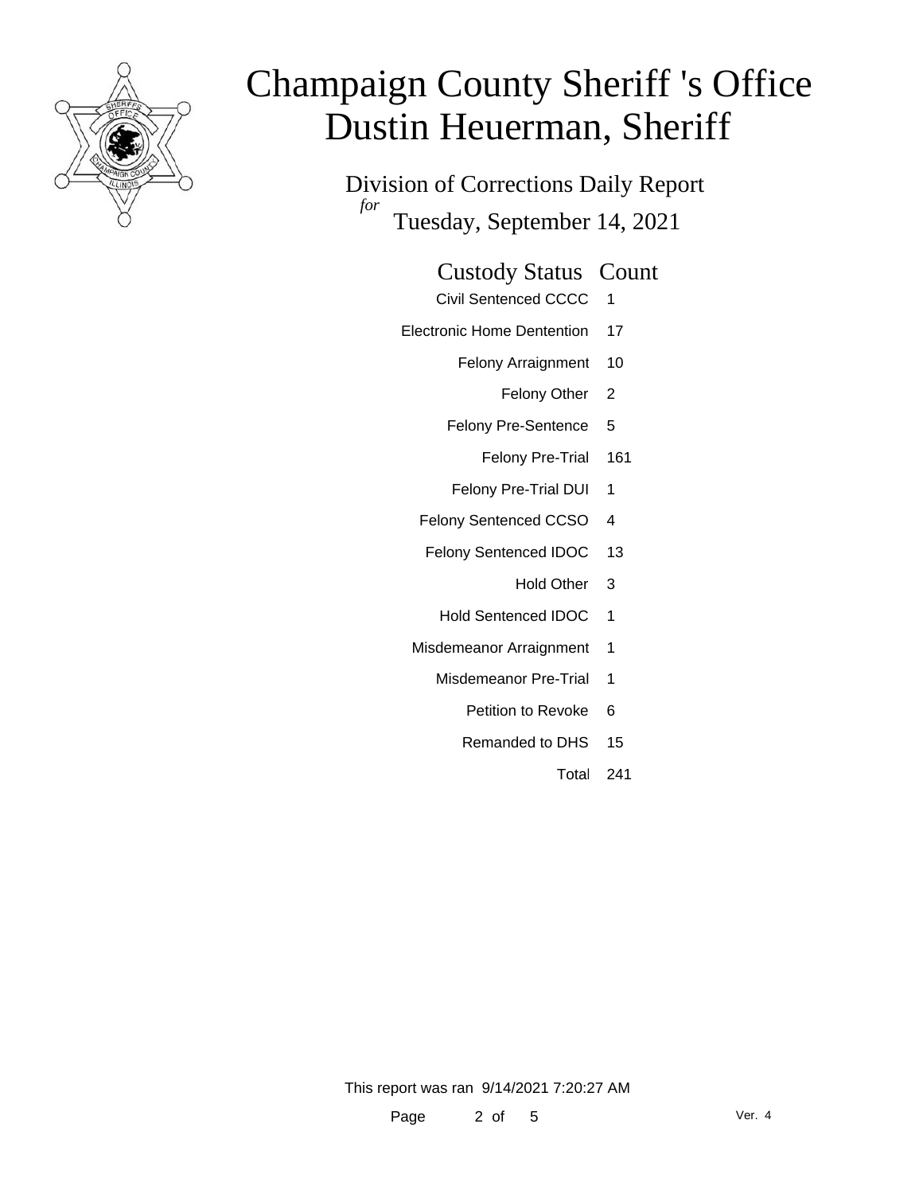# Champaign County Sheriff 's Office
# Dustin Heuerman, Sheriff

Division of Corrections Daily Report

*for* Tuesday, September 14, 2021

| Custody Status | Count |
|---|---|
| Civil Sentenced CCCC | 1 |
| Electronic Home Dentention | 17 |
| Felony Arraignment | 10 |
| Felony Other | 2 |
| Felony Pre-Sentence | 5 |
| Felony Pre-Trial | 161 |
| Felony Pre-Trial DUI | 1 |
| Felony Sentenced CCSO | 4 |
| Felony Sentenced IDOC | 13 |
| Hold Other | 3 |
| Hold Sentenced IDOC | 1 |
| Misdemeanor Arraignment | 1 |
| Misdemeanor Pre-Trial | 1 |
| Petition to Revoke | 6 |
| Remanded to DHS | 15 |
| Total | 241 |

This report was ran 9/14/2021 7:20:27 AM

Ver. 4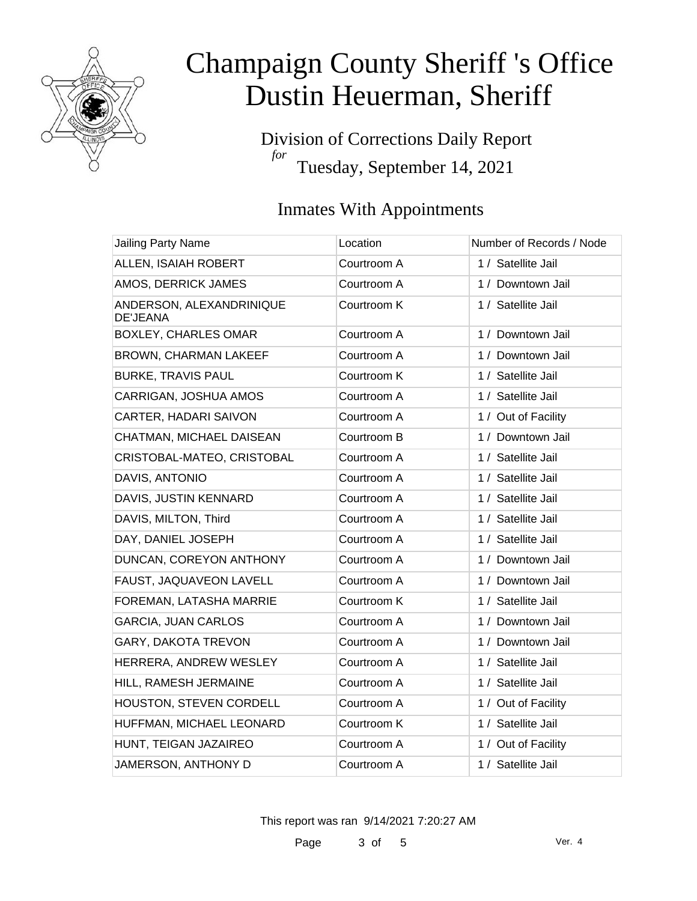# Champaign County Sheriff 's Office
# Dustin Heuerman, Sheriff

Division of Corrections Daily Report
*for*
Tuesday, September 14, 2021

## Inmates With Appointments

| Jailing Party Name | Location | Number of Records / Node |
|---|---|---|
| ALLEN, ISAIAH ROBERT | Courtroom A | 1 / Satellite Jail |
| AMOS, DERRICK JAMES | Courtroom A | 1 / Downtown Jail |
| ANDERSON, ALEXANDRINIQUE DE'JEANA | Courtroom K | 1 / Satellite Jail |
| BOXLEY, CHARLES OMAR | Courtroom A | 1 / Downtown Jail |
| BROWN, CHARMAN LAKEEF | Courtroom A | 1 / Downtown Jail |
| BURKE, TRAVIS PAUL | Courtroom K | 1 / Satellite Jail |
| CARRIGAN, JOSHUA AMOS | Courtroom A | 1 / Satellite Jail |
| CARTER, HADARI SAIVON | Courtroom A | 1 / Out of Facility |
| CHATMAN, MICHAEL DAISEAN | Courtroom B | 1 / Downtown Jail |
| CRISTOBAL-MATEO, CRISTOBAL | Courtroom A | 1 / Satellite Jail |
| DAVIS, ANTONIO | Courtroom A | 1 / Satellite Jail |
| DAVIS, JUSTIN KENNARD | Courtroom A | 1 / Satellite Jail |
| DAVIS, MILTON, Third | Courtroom A | 1 / Satellite Jail |
| DAY, DANIEL JOSEPH | Courtroom A | 1 / Satellite Jail |
| DUNCAN, COREYON ANTHONY | Courtroom A | 1 / Downtown Jail |
| FAUST, JAQUAVEON LAVELL | Courtroom A | 1 / Downtown Jail |
| FOREMAN, LATASHA MARRIE | Courtroom K | 1 / Satellite Jail |
| GARCIA, JUAN CARLOS | Courtroom A | 1 / Downtown Jail |
| GARY, DAKOTA TREVON | Courtroom A | 1 / Downtown Jail |
| HERRERA, ANDREW WESLEY | Courtroom A | 1 / Satellite Jail |
| HILL, RAMESH JERMAINE | Courtroom A | 1 / Satellite Jail |
| HOUSTON, STEVEN CORDELL | Courtroom A | 1 / Out of Facility |
| HUFFMAN, MICHAEL LEONARD | Courtroom K | 1 / Satellite Jail |
| HUNT, TEIGAN JAZAIREO | Courtroom A | 1 / Out of Facility |
| JAMERSON, ANTHONY D | Courtroom A | 1 / Satellite Jail |

This report was ran 9/14/2021 7:20:27 AM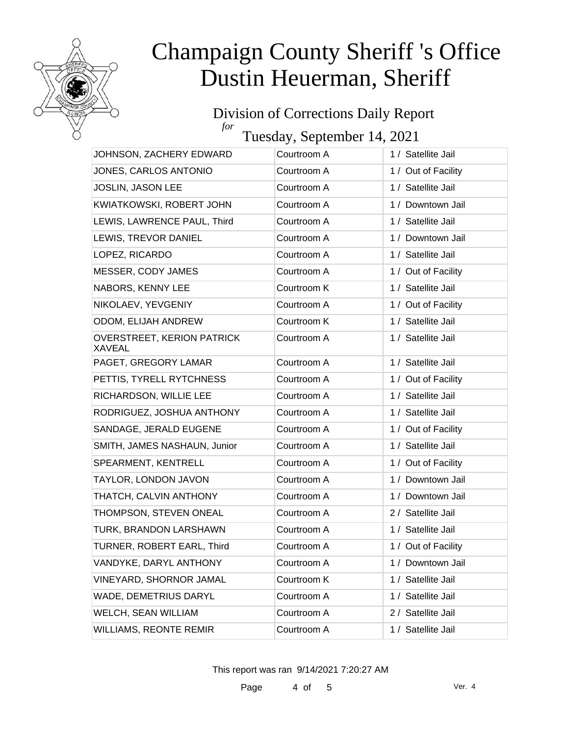# Champaign County Sheriff 's Office
# Dustin Heuerman, Sheriff

## Division of Corrections Daily Report
*for*
## Tuesday, September 14, 2021

| | | |
|---|---|---|
| JOHNSON, ZACHERY EDWARD | Courtroom A | 1 / Satellite Jail |
| JONES, CARLOS ANTONIO | Courtroom A | 1 / Out of Facility |
| JOSLIN, JASON LEE | Courtroom A | 1 / Satellite Jail |
| KWIATKOWSKI, ROBERT JOHN | Courtroom A | 1 / Downtown Jail |
| LEWIS, LAWRENCE PAUL, Third | Courtroom A | 1 / Satellite Jail |
| LEWIS, TREVOR DANIEL | Courtroom A | 1 / Downtown Jail |
| LOPEZ, RICARDO | Courtroom A | 1 / Satellite Jail |
| MESSER, CODY JAMES | Courtroom A | 1 / Out of Facility |
| NABORS, KENNY LEE | Courtroom K | 1 / Satellite Jail |
| NIKOLAEV, YEVGENIY | Courtroom A | 1 / Out of Facility |
| ODOM, ELIJAH ANDREW | Courtroom K | 1 / Satellite Jail |
| OVERSTREET, KERION PATRICK XAVEAL | Courtroom A | 1 / Satellite Jail |
| PAGET, GREGORY LAMAR | Courtroom A | 1 / Satellite Jail |
| PETTIS, TYRELL RYTCHNESS | Courtroom A | 1 / Out of Facility |
| RICHARDSON, WILLIE LEE | Courtroom A | 1 / Satellite Jail |
| RODRIGUEZ, JOSHUA ANTHONY | Courtroom A | 1 / Satellite Jail |
| SANDAGE, JERALD EUGENE | Courtroom A | 1 / Out of Facility |
| SMITH, JAMES NASHAUN, Junior | Courtroom A | 1 / Satellite Jail |
| SPEARMENT, KENTRELL | Courtroom A | 1 / Out of Facility |
| TAYLOR, LONDON JAVON | Courtroom A | 1 / Downtown Jail |
| THATCH, CALVIN ANTHONY | Courtroom A | 1 / Downtown Jail |
| THOMPSON, STEVEN ONEAL | Courtroom A | 2 / Satellite Jail |
| TURK, BRANDON LARSHAWN | Courtroom A | 1 / Satellite Jail |
| TURNER, ROBERT EARL, Third | Courtroom A | 1 / Out of Facility |
| VANDYKE, DARYL ANTHONY | Courtroom A | 1 / Downtown Jail |
| VINEYARD, SHORNOR JAMAL | Courtroom K | 1 / Satellite Jail |
| WADE, DEMETRIUS DARYL | Courtroom A | 1 / Satellite Jail |
| WELCH, SEAN WILLIAM | Courtroom A | 2 / Satellite Jail |
| WILLIAMS, REONTE REMIR | Courtroom A | 1 / Satellite Jail |

This report was ran 9/14/2021 7:20:27 AM

Ver. 4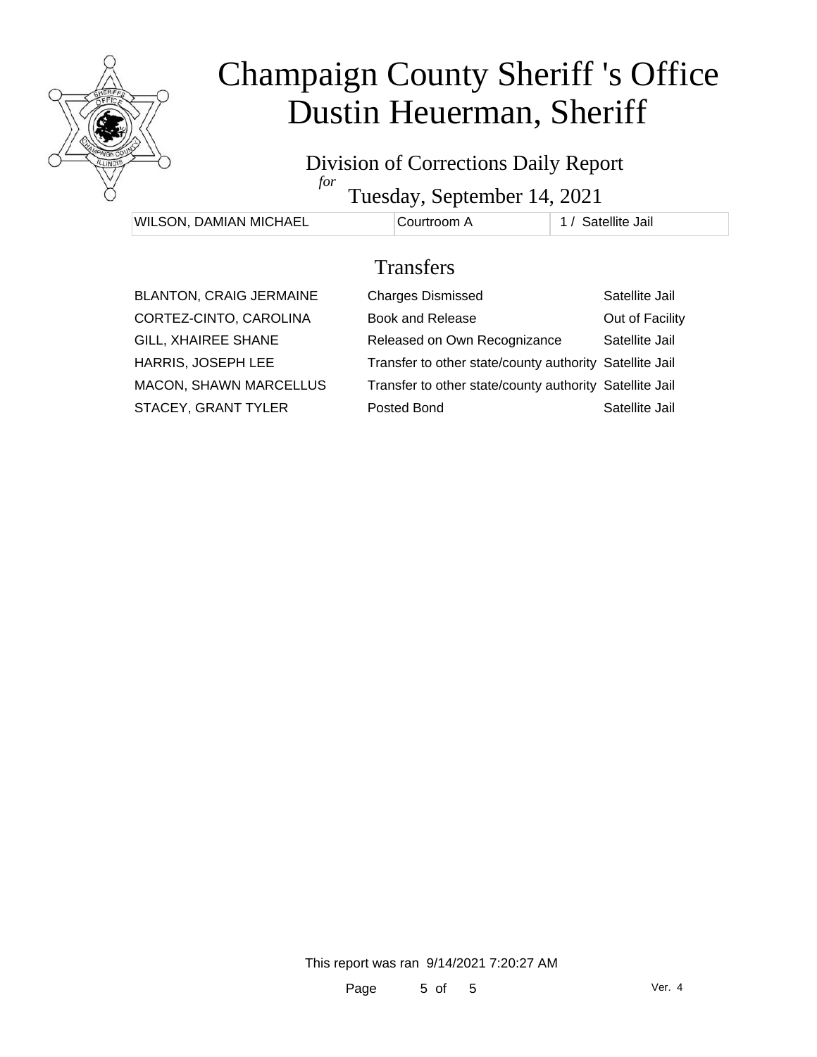# Champaign County Sheriff 's Office
# Dustin Heuerman, Sheriff

Division of Corrections Daily Report

*for* Tuesday, September 14, 2021

| | | |
|---|---|---|
| WILSON, DAMIAN MICHAEL | Courtroom A | 1 / Satellite Jail |

## Transfers

| | | |
|---|---|---|
| BLANTON, CRAIG JERMAINE | Charges Dismissed | Satellite Jail |
| CORTEZ-CINTO, CAROLINA | Book and Release | Out of Facility |
| GILL, XHAIREE SHANE | Released on Own Recognizance | Satellite Jail |
| HARRIS, JOSEPH LEE | Transfer to other state/county authority | Satellite Jail |
| MACON, SHAWN MARCELLUS | Transfer to other state/county authority | Satellite Jail |
| STACEY, GRANT TYLER | Posted Bond | Satellite Jail |

This report was ran 9/14/2021 7:20:27 AM

Ver. 4